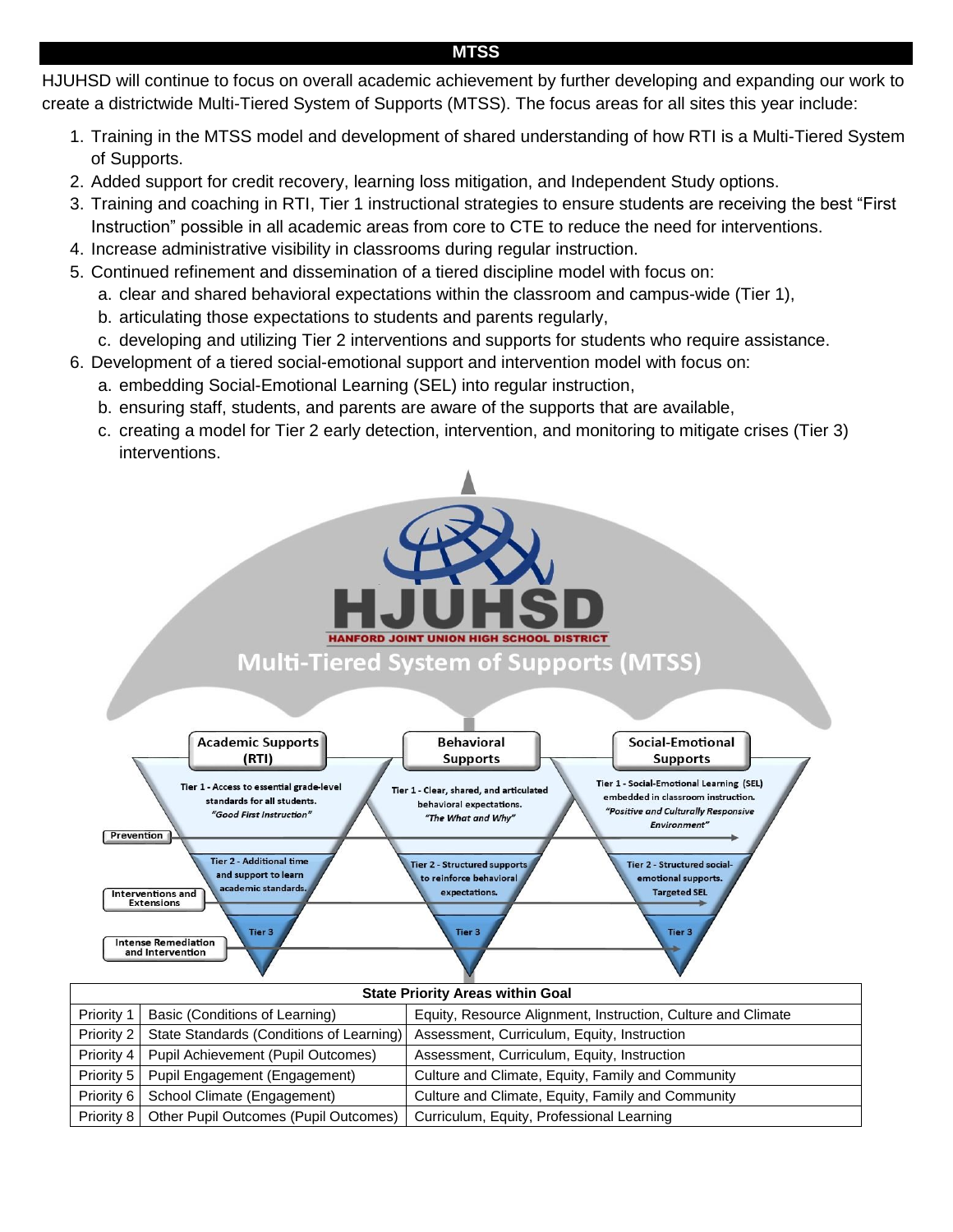# MTSS

HJUHSD will continue to focus on overall academic achievement by further developing and expanding our work to create a districtwide Multi-Tiered System of Supports (MTSS). The focus areas for all sites this year include:

1. Training in the MTSS model and development of shared understanding of how RTI is a Multi-Tiered System of Supports.
2. Added support for credit recovery, learning loss mitigation, and Independent Study options.
3. Training and coaching in RTI, Tier 1 instructional strategies to ensure students are receiving the best "First Instruction" possible in all academic areas from core to CTE to reduce the need for interventions.
4. Increase administrative visibility in classrooms during regular instruction.
5. Continued refinement and dissemination of a tiered discipline model with focus on:
   a. clear and shared behavioral expectations within the classroom and campus-wide (Tier 1),
   b. articulating those expectations to students and parents regularly,
   c. developing and utilizing Tier 2 interventions and supports for students who require assistance.
6. Development of a tiered social-emotional support and intervention model with focus on:
   a. embedding Social-Emotional Learning (SEL) into regular instruction,
   b. ensuring staff, students, and parents are aware of the supports that are available,
   c. creating a model for Tier 2 early detection, intervention, and monitoring to mitigate crises (Tier 3) interventions.

HJUHSD
HANFORD JOINT UNION HIGH SCHOOL DISTRICT
Multi-Tiered System of Supports (MTSS)

| | Academic Supports (RTI) | Behavioral Supports | Social-Emotional Supports |
|---|---|---|---|
| Prevention | Tier 1 - Access to essential grade-level standards for all students. *"Good First Instruction"* | Tier 1 - Clear, shared, and articulated behavioral expectations. *"The What and Why"* | Tier 1 - Social-Emotional Learning (SEL) embedded in classroom instruction. *"Positive and Culturally Responsive Environment"* |
| Interventions and Extensions | Tier 2 - Additional time and support to learn academic standards. | Tier 2 - Structured supports to reinforce behavioral expectations. | Tier 2 - Structured social-emotional supports. Targeted SEL |
| Intense Remediation and Intervention | Tier 3 | Tier 3 | Tier 3 |

| State Priority Areas within Goal | | |
|---|---|---|
| Priority 1 | Basic (Conditions of Learning) | Equity, Resource Alignment, Instruction, Culture and Climate |
| Priority 2 | State Standards (Conditions of Learning) | Assessment, Curriculum, Equity, Instruction |
| Priority 4 | Pupil Achievement (Pupil Outcomes) | Assessment, Curriculum, Equity, Instruction |
| Priority 5 | Pupil Engagement (Engagement) | Culture and Climate, Equity, Family and Community |
| Priority 6 | School Climate (Engagement) | Culture and Climate, Equity, Family and Community |
| Priority 8 | Other Pupil Outcomes (Pupil Outcomes) | Curriculum, Equity, Professional Learning |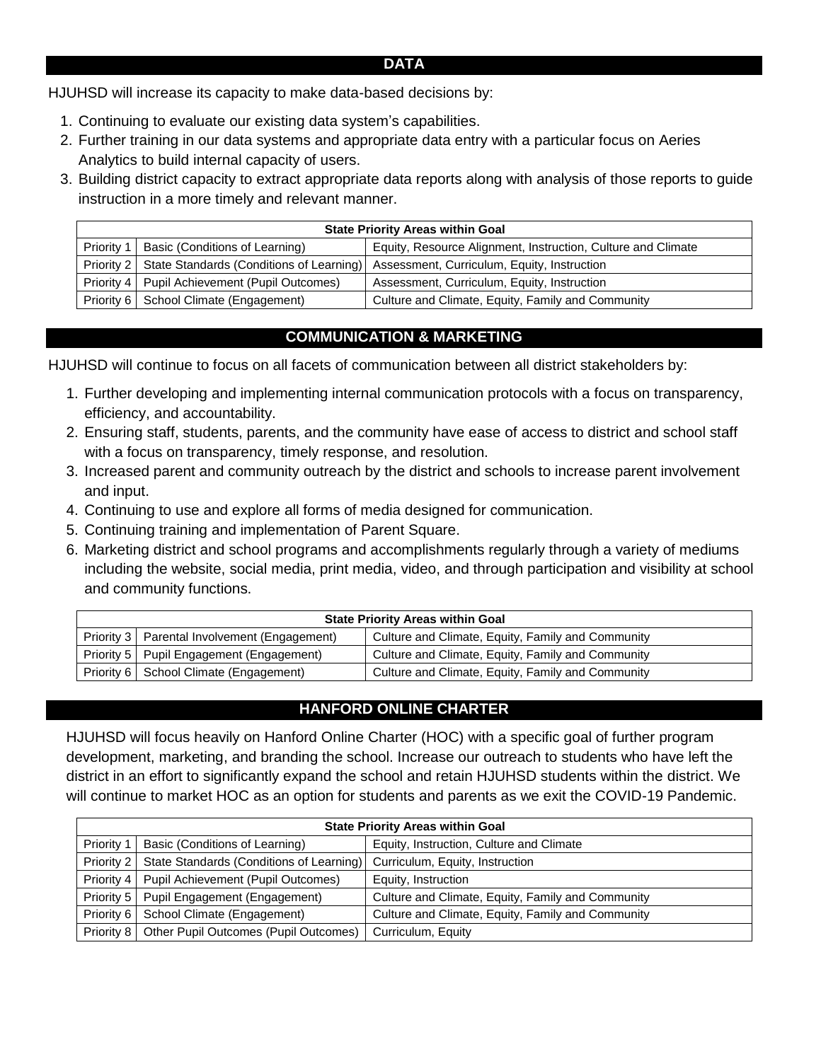## DATA

HJUHSD will increase its capacity to make data-based decisions by:

1. Continuing to evaluate our existing data system's capabilities.
2. Further training in our data systems and appropriate data entry with a particular focus on Aeries Analytics to build internal capacity of users.
3. Building district capacity to extract appropriate data reports along with analysis of those reports to guide instruction in a more timely and relevant manner.

| State Priority Areas within Goal | | |
|---|---|---|
| Priority 1 | Basic (Conditions of Learning) | Equity, Resource Alignment, Instruction, Culture and Climate |
| Priority 2 | State Standards (Conditions of Learning) | Assessment, Curriculum, Equity, Instruction |
| Priority 4 | Pupil Achievement (Pupil Outcomes) | Assessment, Curriculum, Equity, Instruction |
| Priority 6 | School Climate (Engagement) | Culture and Climate, Equity, Family and Community |

## COMMUNICATION & MARKETING

HJUHSD will continue to focus on all facets of communication between all district stakeholders by:

1. Further developing and implementing internal communication protocols with a focus on transparency, efficiency, and accountability.
2. Ensuring staff, students, parents, and the community have ease of access to district and school staff with a focus on transparency, timely response, and resolution.
3. Increased parent and community outreach by the district and schools to increase parent involvement and input.
4. Continuing to use and explore all forms of media designed for communication.
5. Continuing training and implementation of Parent Square.
6. Marketing district and school programs and accomplishments regularly through a variety of mediums including the website, social media, print media, video, and through participation and visibility at school and community functions.

| State Priority Areas within Goal | | |
|---|---|---|
| Priority 3 | Parental Involvement (Engagement) | Culture and Climate, Equity, Family and Community |
| Priority 5 | Pupil Engagement (Engagement) | Culture and Climate, Equity, Family and Community |
| Priority 6 | School Climate (Engagement) | Culture and Climate, Equity, Family and Community |

## HANFORD ONLINE CHARTER

HJUHSD will focus heavily on Hanford Online Charter (HOC) with a specific goal of further program development, marketing, and branding the school. Increase our outreach to students who have left the district in an effort to significantly expand the school and retain HJUHSD students within the district. We will continue to market HOC as an option for students and parents as we exit the COVID-19 Pandemic.

| State Priority Areas within Goal | | |
|---|---|---|
| Priority 1 | Basic (Conditions of Learning) | Equity, Instruction, Culture and Climate |
| Priority 2 | State Standards (Conditions of Learning) | Curriculum, Equity, Instruction |
| Priority 4 | Pupil Achievement (Pupil Outcomes) | Equity, Instruction |
| Priority 5 | Pupil Engagement (Engagement) | Culture and Climate, Equity, Family and Community |
| Priority 6 | School Climate (Engagement) | Culture and Climate, Equity, Family and Community |
| Priority 8 | Other Pupil Outcomes (Pupil Outcomes) | Curriculum, Equity |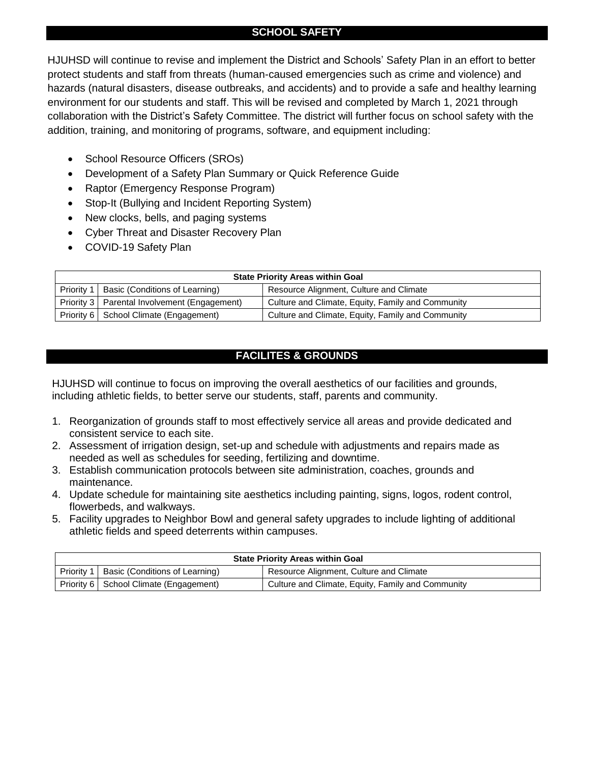## SCHOOL SAFETY

HJUHSD will continue to revise and implement the District and Schools' Safety Plan in an effort to better protect students and staff from threats (human-caused emergencies such as crime and violence) and hazards (natural disasters, disease outbreaks, and accidents) and to provide a safe and healthy learning environment for our students and staff. This will be revised and completed by March 1, 2021 through collaboration with the District's Safety Committee. The district will further focus on school safety with the addition, training, and monitoring of programs, software, and equipment including:

- School Resource Officers (SROs)
- Development of a Safety Plan Summary or Quick Reference Guide
- Raptor (Emergency Response Program)
- Stop-It (Bullying and Incident Reporting System)
- New clocks, bells, and paging systems
- Cyber Threat and Disaster Recovery Plan
- COVID-19 Safety Plan

| State Priority Areas within Goal | | |
|---|---|---|
| Priority 1 | Basic (Conditions of Learning) | Resource Alignment, Culture and Climate |
| Priority 3 | Parental Involvement (Engagement) | Culture and Climate, Equity, Family and Community |
| Priority 6 | School Climate (Engagement) | Culture and Climate, Equity, Family and Community |

## FACILITES & GROUNDS

HJUHSD will continue to focus on improving the overall aesthetics of our facilities and grounds, including athletic fields, to better serve our students, staff, parents and community.

1. Reorganization of grounds staff to most effectively service all areas and provide dedicated and consistent service to each site.
2. Assessment of irrigation design, set-up and schedule with adjustments and repairs made as needed as well as schedules for seeding, fertilizing and downtime.
3. Establish communication protocols between site administration, coaches, grounds and maintenance.
4. Update schedule for maintaining site aesthetics including painting, signs, logos, rodent control, flowerbeds, and walkways.
5. Facility upgrades to Neighbor Bowl and general safety upgrades to include lighting of additional athletic fields and speed deterrents within campuses.

| State Priority Areas within Goal | | |
|---|---|---|
| Priority 1 | Basic (Conditions of Learning) | Resource Alignment, Culture and Climate |
| Priority 6 | School Climate (Engagement) | Culture and Climate, Equity, Family and Community |